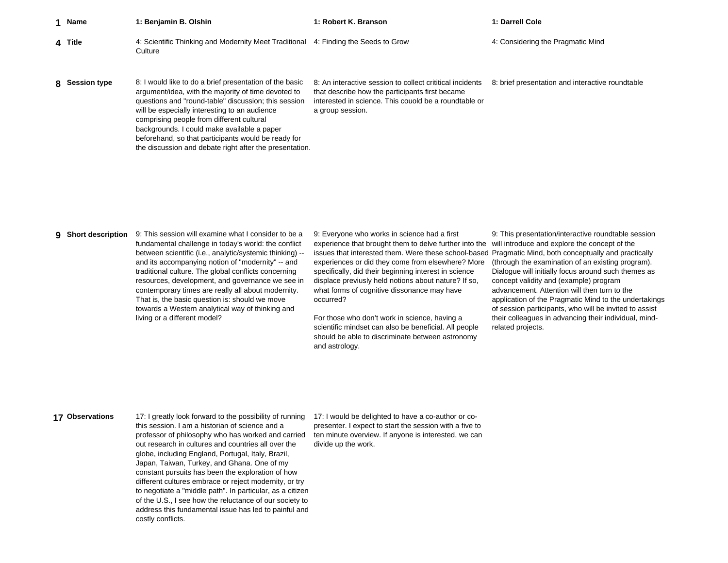| | | | | |
|---|---|---|---|---|
| 1 | Name | 1: Benjamin B. Olshin | 1: Robert K. Branson | 1: Darrell Cole |
| 4 | Title | 4: Scientific Thinking and Modernity Meet Traditional Culture | 4: Finding the Seeds to Grow | 4: Considering the Pragmatic Mind |
| 8 | Session type | 8: I would like to do a brief presentation of the basic argument/idea, with the majority of time devoted to questions and "round-table" discussion; this session will be especially interesting to an audience comprising people from different cultural backgrounds. I could make available a paper beforehand, so that participants would be ready for the discussion and debate right after the presentation. | 8: An interactive session to collect crititical incidents that describe how the participants first became interested in science. This couold be a roundtable or a group session. | 8: brief presentation and interactive roundtable |
| 9 | Short description | 9: This session will examine what I consider to be a fundamental challenge in today's world: the conflict between scientific (i.e., analytic/systemic thinking) -- and its accompanying notion of "modernity" -- and traditional culture. The global conflicts concerning resources, development, and governance we see in contemporary times are really all about modernity. That is, the basic question is: should we move towards a Western analytical way of thinking and living or a different model? | 9: Everyone who works in science had a first experience that brought them to delve further into the issues that interested them. Were these school-based experiences or did they come from elsewhere? More specifically, did their beginning interest in science displace previusly held notions about nature? If so, what forms of cognitive dissonance may have occurred?<br><br>For those who don't work in science, having a scientific mindset can also be beneficial. All people should be able to discriminate between astronomy and astrology. | 9: This presentation/interactive roundtable session will introduce and explore the concept of the Pragmatic Mind, both conceptually and practically (through the examination of an existing program). Dialogue will initially focus around such themes as concept validity and (example) program advancement. Attention will then turn to the application of the Pragmatic Mind to the undertakings of session participants, who will be invited to assist their colleagues in advancing their individual, mind-related projects. |
| 17 | Observations | 17: I greatly look forward to the possibility of running this session. I am a historian of science and a professor of philosophy who has worked and carried out research in cultures and countries all over the globe, including England, Portugal, Italy, Brazil, Japan, Taiwan, Turkey, and Ghana. One of my constant pursuits has been the exploration of how different cultures embrace or reject modernity, or try to negotiate a "middle path". In particular, as a citizen of the U.S., I see how the reluctance of our society to address this fundamental issue has led to painful and costly conflicts. | 17: I would be delighted to have a co-author or co-presenter. I expect to start the session with a five to ten minute overview. If anyone is interested, we can divide up the work. | |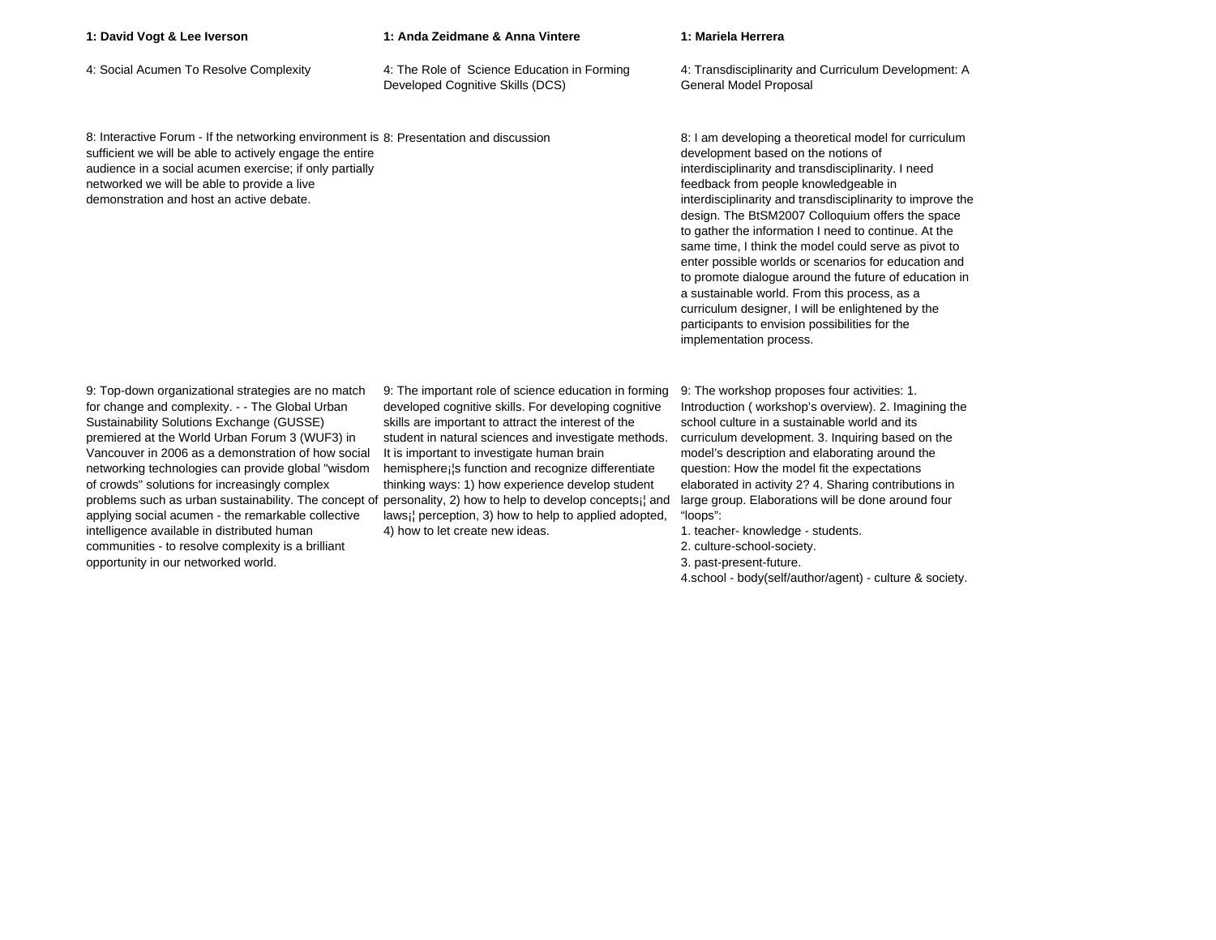| **1: David Vogt & Lee Iverson** | **1: Anda Zeidmane & Anna Vintere** | **1: Mariela Herrera** |
|---|---|---|
| 4: Social Acumen To Resolve Complexity | 4: The Role of Science Education in Forming Developed Cognitive Skills (DCS) | 4: Transdisciplinarity and Curriculum Development: A General Model Proposal |
| 8: Interactive Forum - If the networking environment is sufficient we will be able to actively engage the entire audience in a social acumen exercise; if only partially networked we will be able to provide a live demonstration and host an active debate. | 8: Presentation and discussion | 8: I am developing a theoretical model for curriculum development based on the notions of interdisciplinarity and transdisciplinarity. I need feedback from people knowledgeable in interdisciplinarity and transdisciplinarity to improve the design. The BtSM2007 Colloquium offers the space to gather the information I need to continue. At the same time, I think the model could serve as pivot to enter possible worlds or scenarios for education and to promote dialogue around the future of education in a sustainable world. From this process, as a curriculum designer, I will be enlightened by the participants to envision possibilities for the implementation process. |
| 9: Top-down organizational strategies are no match for change and complexity. - - The Global Urban Sustainability Solutions Exchange (GUSSE) premiered at the World Urban Forum 3 (WUF3) in Vancouver in 2006 as a demonstration of how social networking technologies can provide global "wisdom of crowds" solutions for increasingly complex problems such as urban sustainability. The concept of applying social acumen - the remarkable collective intelligence available in distributed human communities - to resolve complexity is a brilliant opportunity in our networked world. | 9: The important role of science education in forming developed cognitive skills. For developing cognitive skills are important to attract the interest of the student in natural sciences and investigate methods. It is important to investigate human brain hemisphere¡¦s function and recognize differentiate thinking ways: 1) how experience develop student personality, 2) how to help to develop concepts¡¦ and laws¡¦ perception, 3) how to help to applied adopted, 4) how to let create new ideas. | 9: The workshop proposes four activities: 1. Introduction ( workshop's overview). 2. Imagining the school culture in a sustainable world and its curriculum development. 3. Inquiring based on the model's description and elaborating around the question: How the model fit the expectations elaborated in activity 2? 4. Sharing contributions in large group. Elaborations will be done around four "loops":<br>1. teacher- knowledge - students.<br>2. culture-school-society.<br>3. past-present-future.<br>4.school - body(self/author/agent) - culture & society. |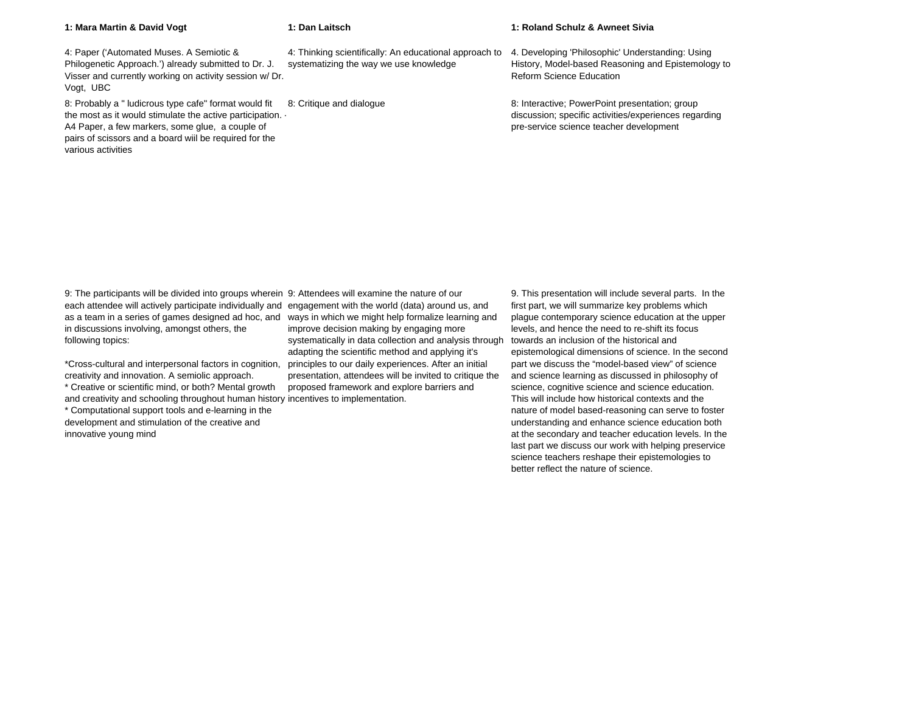**1: Mara Martin & David Vogt**

4: Paper ('Automated Muses. A Semiotic & Philogenetic Approach.') already submitted to Dr. J. Visser and currently working on activity session w/ Dr. Vogt, UBC

8: Probably a " ludicrous type cafe" format would fit the most as it would stimulate the active participation. · A4 Paper, a few markers, some glue, a couple of pairs of scissors and a board wiil be required for the various activities

9: The participants will be divided into groups wherein each attendee will actively participate individually and as a team in a series of games designed ad hoc, and in discussions involving, amongst others, the following topics:

*Cross-cultural and interpersonal factors in cognition, creativity and innovation. A semiolic approach.
* Creative or scientific mind, or both? Mental growth and creativity and schooling throughout human history
* Computational support tools and e-learning in the development and stimulation of the creative and innovative young mind

**1: Dan Laitsch**

4: Thinking scientifically: An educational approach to systematizing the way we use knowledge

8: Critique and dialogue

9: Attendees will examine the nature of our engagement with the world (data) around us, and ways in which we might help formalize learning and improve decision making by engaging more systematically in data collection and analysis through adapting the scientific method and applying it's principles to our daily experiences. After an initial presentation, attendees will be invited to critique the proposed framework and explore barriers and incentives to implementation.

**1: Roland Schulz & Awneet Sivia**

4. Developing 'Philosophic' Understanding: Using History, Model-based Reasoning and Epistemology to Reform Science Education

8: Interactive; PowerPoint presentation; group discussion; specific activities/experiences regarding pre-service science teacher development

9. This presentation will include several parts. In the first part, we will summarize key problems which plague contemporary science education at the upper levels, and hence the need to re-shift its focus towards an inclusion of the historical and epistemological dimensions of science. In the second part we discuss the "model-based view" of science and science learning as discussed in philosophy of science, cognitive science and science education. This will include how historical contexts and the nature of model based-reasoning can serve to foster understanding and enhance science education both at the secondary and teacher education levels. In the last part we discuss our work with helping preservice science teachers reshape their epistemologies to better reflect the nature of science.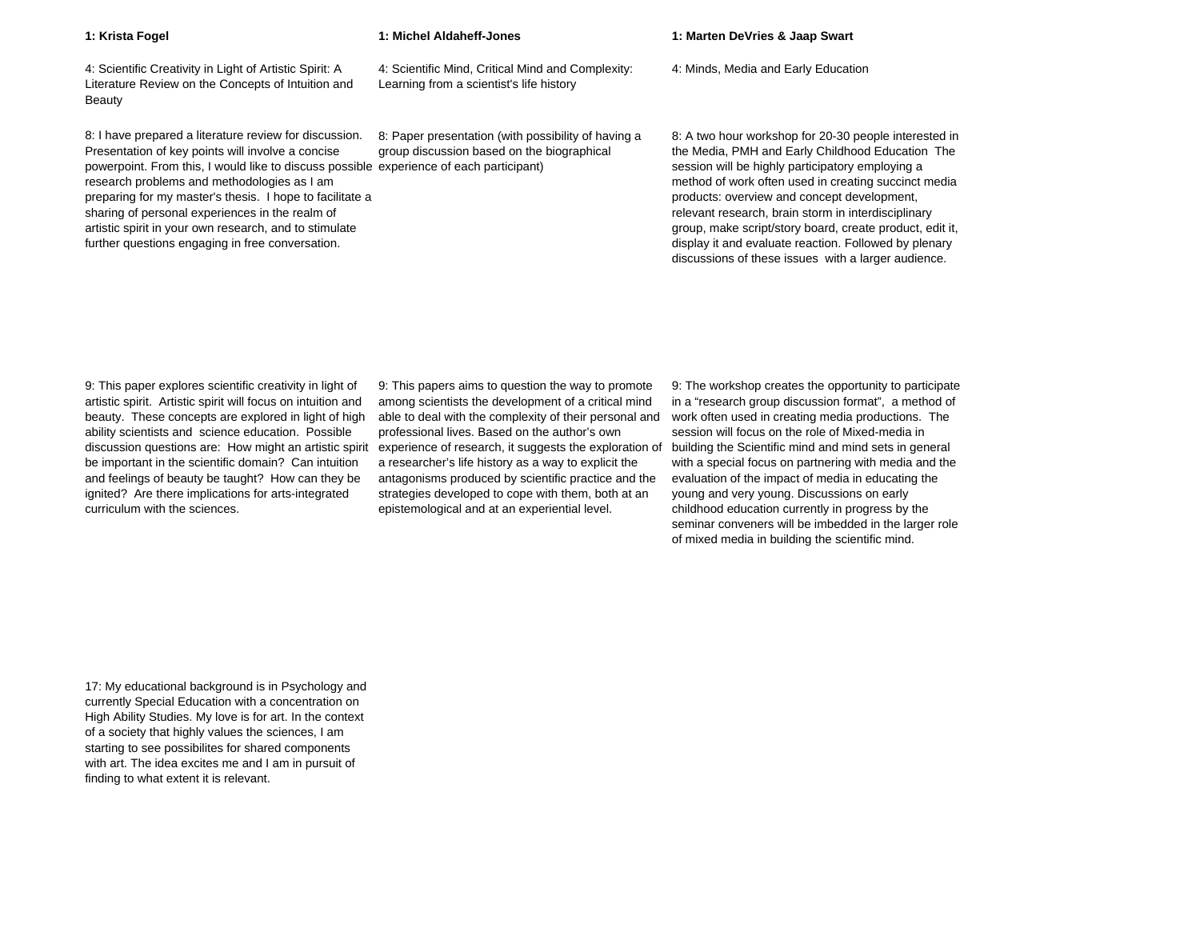| 1: Krista Fogel | 1: Michel Aldaheff-Jones | 1: Marten DeVries & Jaap Swart |
|---|---|---|
| 4: Scientific Creativity in Light of Artistic Spirit: A Literature Review on the Concepts of Intuition and Beauty | 4: Scientific Mind, Critical Mind and Complexity: Learning from a scientist's life history | 4: Minds, Media and Early Education |
| 8: I have prepared a literature review for discussion. Presentation of key points will involve a concise powerpoint. From this, I would like to discuss possible research problems and methodologies as I am preparing for my master's thesis. I hope to facilitate a sharing of personal experiences in the realm of artistic spirit in your own research, and to stimulate further questions engaging in free conversation. | 8: Paper presentation (with possibility of having a group discussion based on the biographical experience of each participant) | 8: A two hour workshop for 20-30 people interested in the Media, PMH and Early Childhood Education The session will be highly participatory employing a method of work often used in creating succinct media products: overview and concept development, relevant research, brain storm in interdisciplinary group, make script/story board, create product, edit it, display it and evaluate reaction. Followed by plenary discussions of these issues with a larger audience. |
| 9: This paper explores scientific creativity in light of artistic spirit. Artistic spirit will focus on intuition and beauty. These concepts are explored in light of high ability scientists and science education. Possible discussion questions are: How might an artistic spirit be important in the scientific domain? Can intuition and feelings of beauty be taught? How can they be ignited? Are there implications for arts-integrated curriculum with the sciences. | 9: This papers aims to question the way to promote among scientists the development of a critical mind able to deal with the complexity of their personal and professional lives. Based on the author's own experience of research, it suggests the exploration of a researcher's life history as a way to explicit the antagonisms produced by scientific practice and the strategies developed to cope with them, both at an epistemological and at an experiential level. | 9: The workshop creates the opportunity to participate in a "research group discussion format", a method of work often used in creating media productions. The session will focus on the role of Mixed-media in building the Scientific mind and mind sets in general with a special focus on partnering with media and the evaluation of the impact of media in educating the young and very young. Discussions on early childhood education currently in progress by the seminar conveners will be imbedded in the larger role of mixed media in building the scientific mind. |
| 17: My educational background is in Psychology and currently Special Education with a concentration on High Ability Studies. My love is for art. In the context of a society that highly values the sciences, I am starting to see possibilites for shared components with art. The idea excites me and I am in pursuit of finding to what extent it is relevant. | | |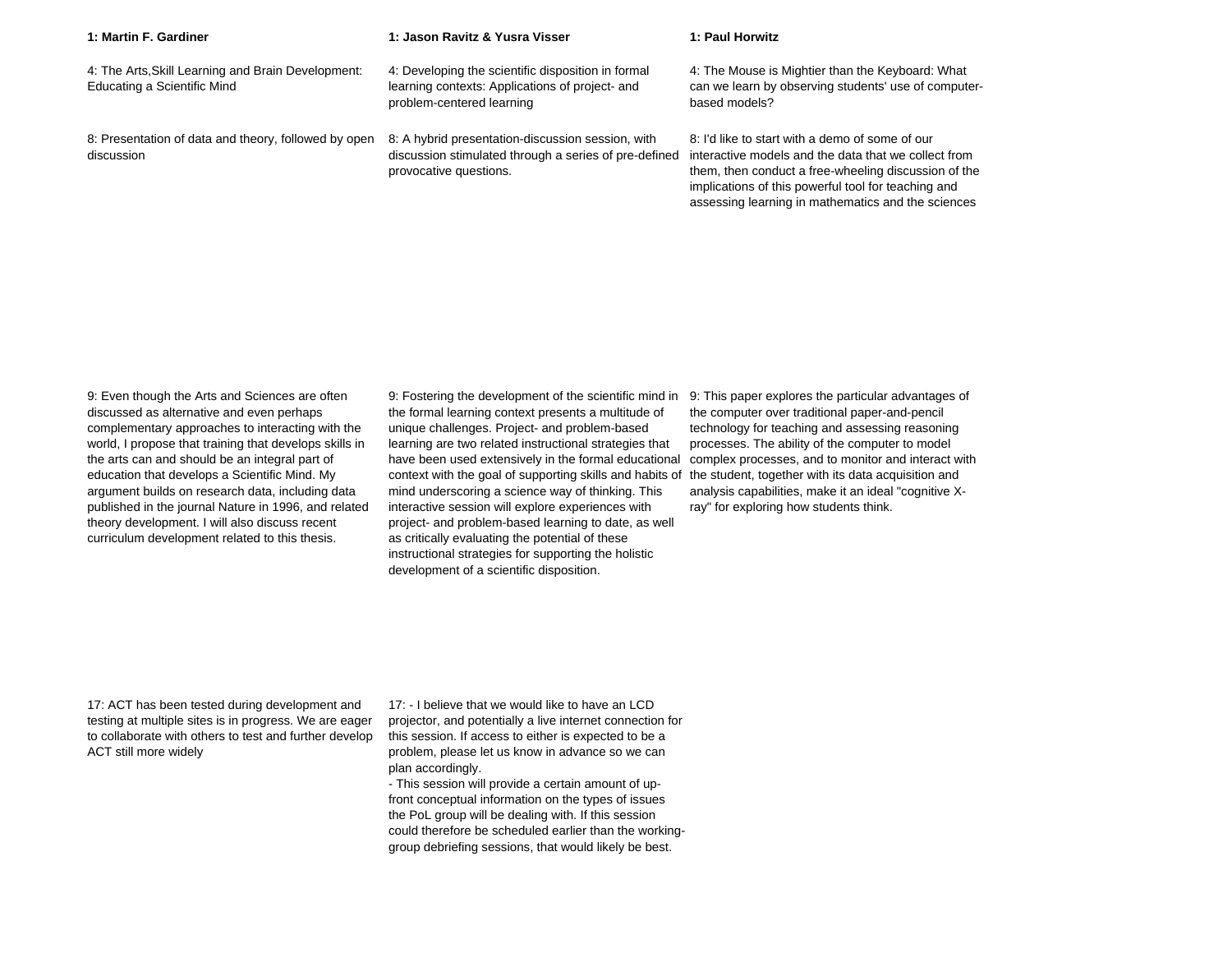| 1: Martin F. Gardiner | 1: Jason Ravitz & Yusra Visser | 1: Paul Horwitz |
|---|---|---|
| 4: The Arts,Skill Learning and Brain Development: Educating a Scientific Mind | 4: Developing the scientific disposition in formal learning contexts: Applications of project- and problem-centered learning | 4: The Mouse is Mightier than the Keyboard: What can we learn by observing students' use of computer-based models? |
| 8: Presentation of data and theory, followed by open discussion | 8: A hybrid presentation-discussion session, with discussion stimulated through a series of pre-defined provocative questions. | 8: I'd like to start with a demo of some of our interactive models and the data that we collect from them, then conduct a free-wheeling discussion of the implications of this powerful tool for teaching and assessing learning in mathematics and the sciences |
| 9: Even though the Arts and Sciences are often discussed as alternative and even perhaps complementary approaches to interacting with the world, I propose that training that develops skills in the arts can and should be an integral part of education that develops a Scientific Mind. My argument builds on research data, including data published in the journal Nature in 1996, and related theory development. I will also discuss recent curriculum development related to this thesis. | 9: Fostering the development of the scientific mind in the formal learning context presents a multitude of unique challenges. Project- and problem-based learning are two related instructional strategies that have been used extensively in the formal educational context with the goal of supporting skills and habits of mind underscoring a science way of thinking. This interactive session will explore experiences with project- and problem-based learning to date, as well as critically evaluating the potential of these instructional strategies for supporting the holistic development of a scientific disposition. | 9: This paper explores the particular advantages of the computer over traditional paper-and-pencil technology for teaching and assessing reasoning processes. The ability of the computer to model complex processes, and to monitor and interact with the student, together with its data acquisition and analysis capabilities, make it an ideal "cognitive X-ray" for exploring how students think. |
| 17: ACT has been tested during development and testing at multiple sites is in progress. We are eager to collaborate with others to test and further develop ACT still more widely | 17: - I believe that we would like to have an LCD projector, and potentially a live internet connection for this session. If access to either is expected to be a problem, please let us know in advance so we can plan accordingly.<br>- This session will provide a certain amount of up-front conceptual information on the types of issues the PoL group will be dealing with. If this session could therefore be scheduled earlier than the working-group debriefing sessions, that would likely be best. | |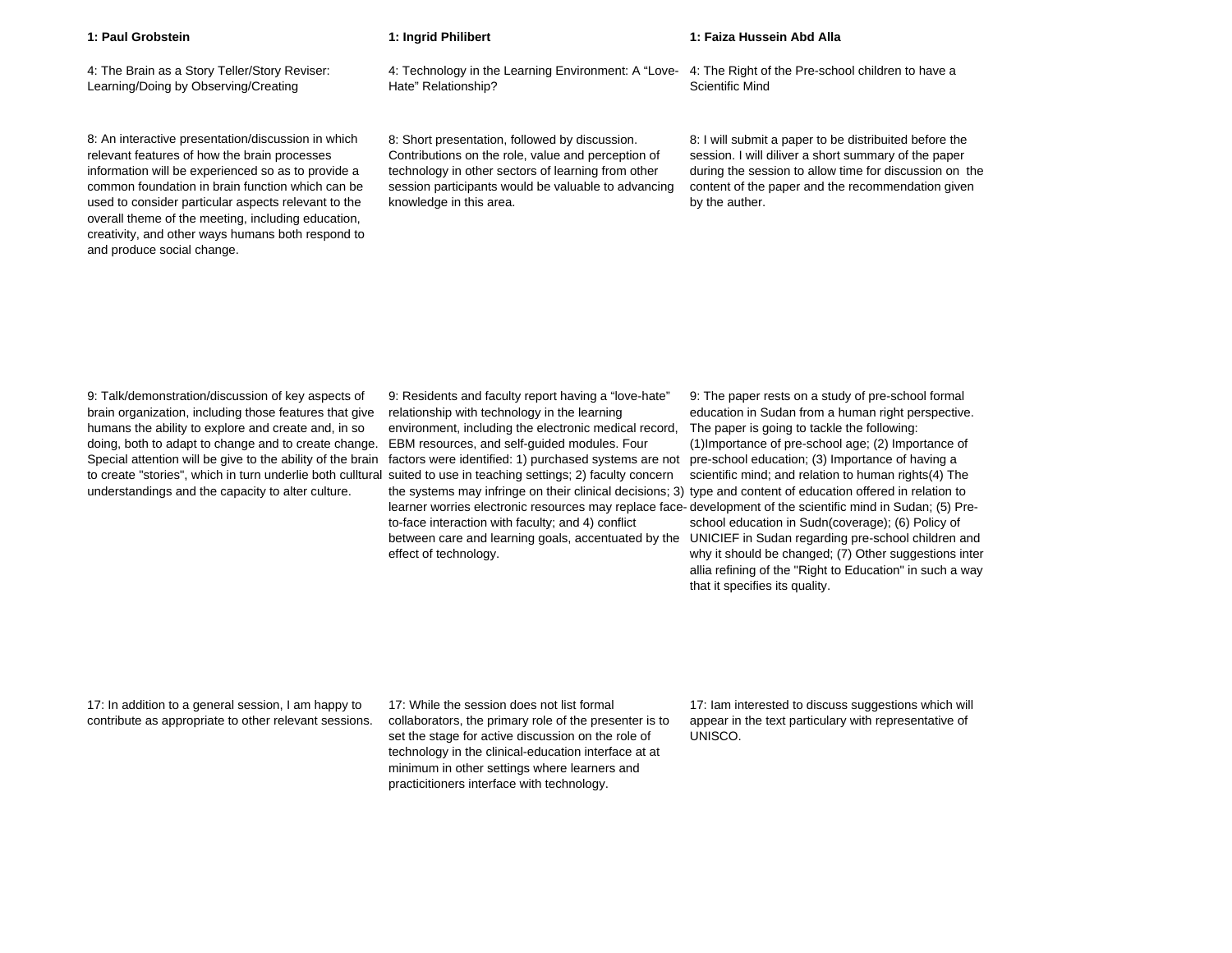| 1: Paul Grobstein | 1: Ingrid Philibert | 1: Faiza Hussein Abd Alla |
|---|---|---|
| 4: The Brain as a Story Teller/Story Reviser: Learning/Doing by Observing/Creating | 4: Technology in the Learning Environment: A "Love-Hate" Relationship? | 4: The Right of the Pre-school children to have a Scientific Mind |
| 8: An interactive presentation/discussion in which relevant features of how the brain processes information will be experienced so as to provide a common foundation in brain function which can be used to consider particular aspects relevant to the overall theme of the meeting, including education, creativity, and other ways humans both respond to and produce social change. | 8: Short presentation, followed by discussion. Contributions on the role, value and perception of technology in other sectors of learning from other session participants would be valuable to advancing knowledge in this area. | 8: I will submit a paper to be distribuited before the session. I will diliver a short summary of the paper during the session to allow time for discussion on the content of the paper and the recommendation given by the auther. |
| 9: Talk/demonstration/discussion of key aspects of brain organization, including those features that give humans the ability to explore and create and, in so doing, both to adapt to change and to create change. Special attention will be give to the ability of the brain to create "stories", which in turn underlie both culltural understandings and the capacity to alter culture. | 9: Residents and faculty report having a "love-hate" relationship with technology in the learning environment, including the electronic medical record, EBM resources, and self-guided modules. Four factors were identified: 1) purchased systems are not suited to use in teaching settings; 2) faculty concern the systems may infringe on their clinical decisions; 3) learner worries electronic resources may replace face-to-face interaction with faculty; and 4) conflict between care and learning goals, accentuated by the effect of technology. | 9: The paper rests on a study of pre-school formal education in Sudan from a human right perspective. The paper is going to tackle the following: (1)Importance of pre-school age; (2) Importance of pre-school education; (3) Importance of having a scientific mind; and relation to human rights(4) The type and content of education offered in relation to development of the scientific mind in Sudan; (5) Pre-school education in Sudn(coverage); (6) Policy of UNICIEF in Sudan regarding pre-school children and why it should be changed; (7) Other suggestions inter allia refining of the "Right to Education" in such a way that it specifies its quality. |
| 17: In addition to a general session, I am happy to contribute as appropriate to other relevant sessions. | 17: While the session does not list formal collaborators, the primary role of the presenter is to set the stage for active discussion on the role of technology in the clinical-education interface at at minimum in other settings where learners and practicitioners interface with technology. | 17: Iam interested to discuss suggestions which will appear in the text particulary with representative of UNISCO. |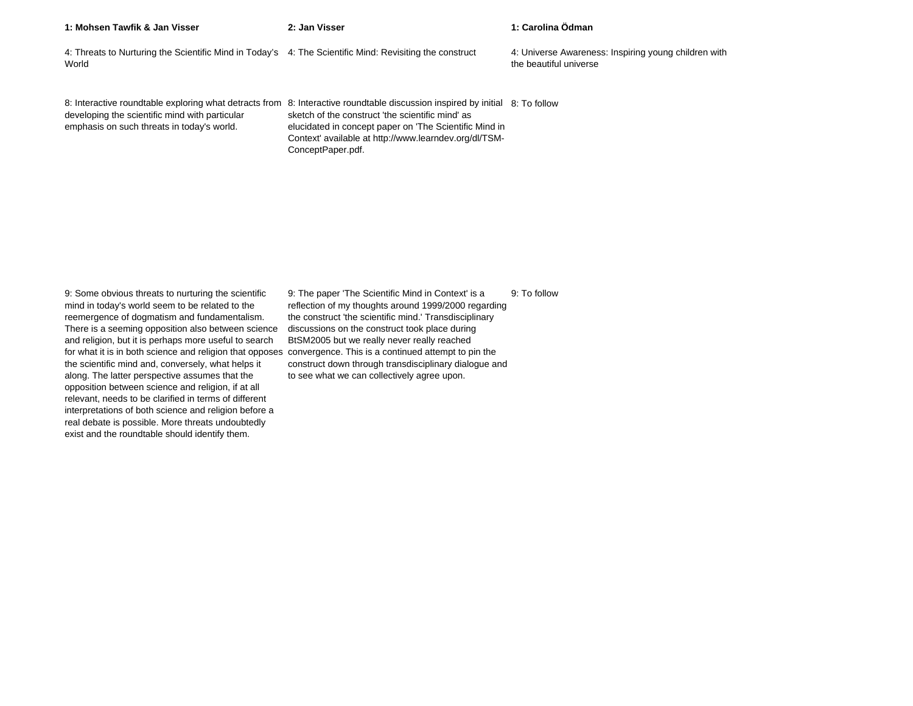| **1: Mohsen Tawfik & Jan Visser** | **2: Jan Visser** | **1: Carolina Ödman** |
| --- | --- | --- |
| 4: Threats to Nurturing the Scientific Mind in Today's World | 4: The Scientific Mind: Revisiting the construct | 4: Universe Awareness: Inspiring young children with the beautiful universe |
| 8: Interactive roundtable exploring what detracts from developing the scientific mind with particular emphasis on such threats in today's world. | 8: Interactive roundtable discussion inspired by initial sketch of the construct 'the scientific mind' as elucidated in concept paper on 'The Scientific Mind in Context' available at http://www.learndev.org/dl/TSM-ConceptPaper.pdf. | 8: To follow |
| 9: Some obvious threats to nurturing the scientific mind in today's world seem to be related to the reemergence of dogmatism and fundamentalism. There is a seeming opposition also between science and religion, but it is perhaps more useful to search for what it is in both science and religion that opposes the scientific mind and, conversely, what helps it along. The latter perspective assumes that the opposition between science and religion, if at all relevant, needs to be clarified in terms of different interpretations of both science and religion before a real debate is possible. More threats undoubtedly exist and the roundtable should identify them. | 9: The paper 'The Scientific Mind in Context' is a reflection of my thoughts around 1999/2000 regarding the construct 'the scientific mind.' Transdisciplinary discussions on the construct took place during BtSM2005 but we really never really reached convergence. This is a continued attempt to pin the construct down through transdisciplinary dialogue and to see what we can collectively agree upon. | 9: To follow |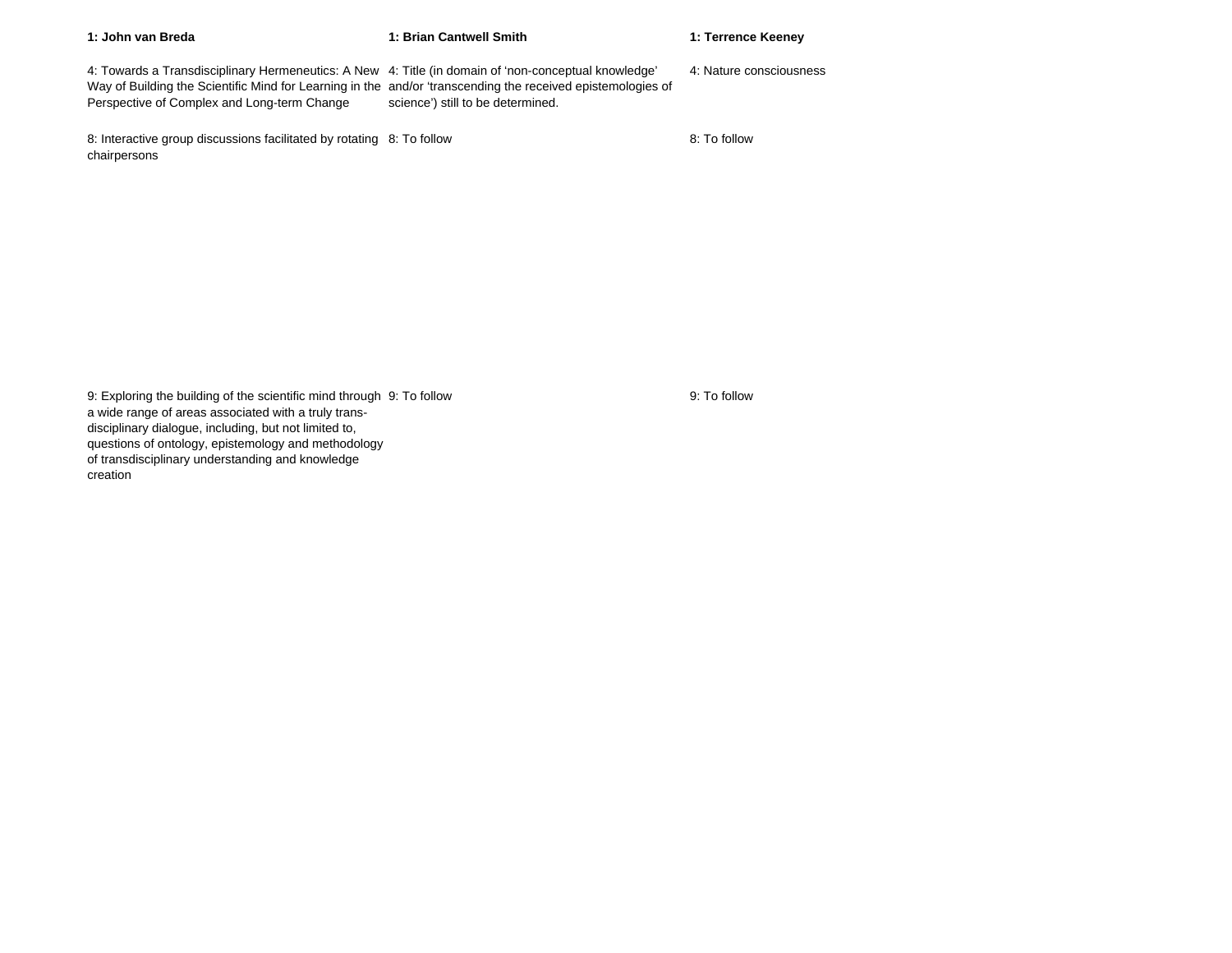| 1: John van Breda | 1: Brian Cantwell Smith | 1: Terrence Keeney |
|---|---|---|
| 4: Towards a Transdisciplinary Hermeneutics: A New Way of Building the Scientific Mind for Learning in the Perspective of Complex and Long-term Change | 4: Title (in domain of 'non-conceptual knowledge' and/or 'transcending the received epistemologies of science') still to be determined. | 4: Nature consciousness |
| 8: Interactive group discussions facilitated by rotating chairpersons | 8: To follow | 8: To follow |
| 9: Exploring the building of the scientific mind through a wide range of areas associated with a truly trans-disciplinary dialogue, including, but not limited to, questions of ontology, epistemology and methodology of transdisciplinary understanding and knowledge creation | 9: To follow | 9: To follow |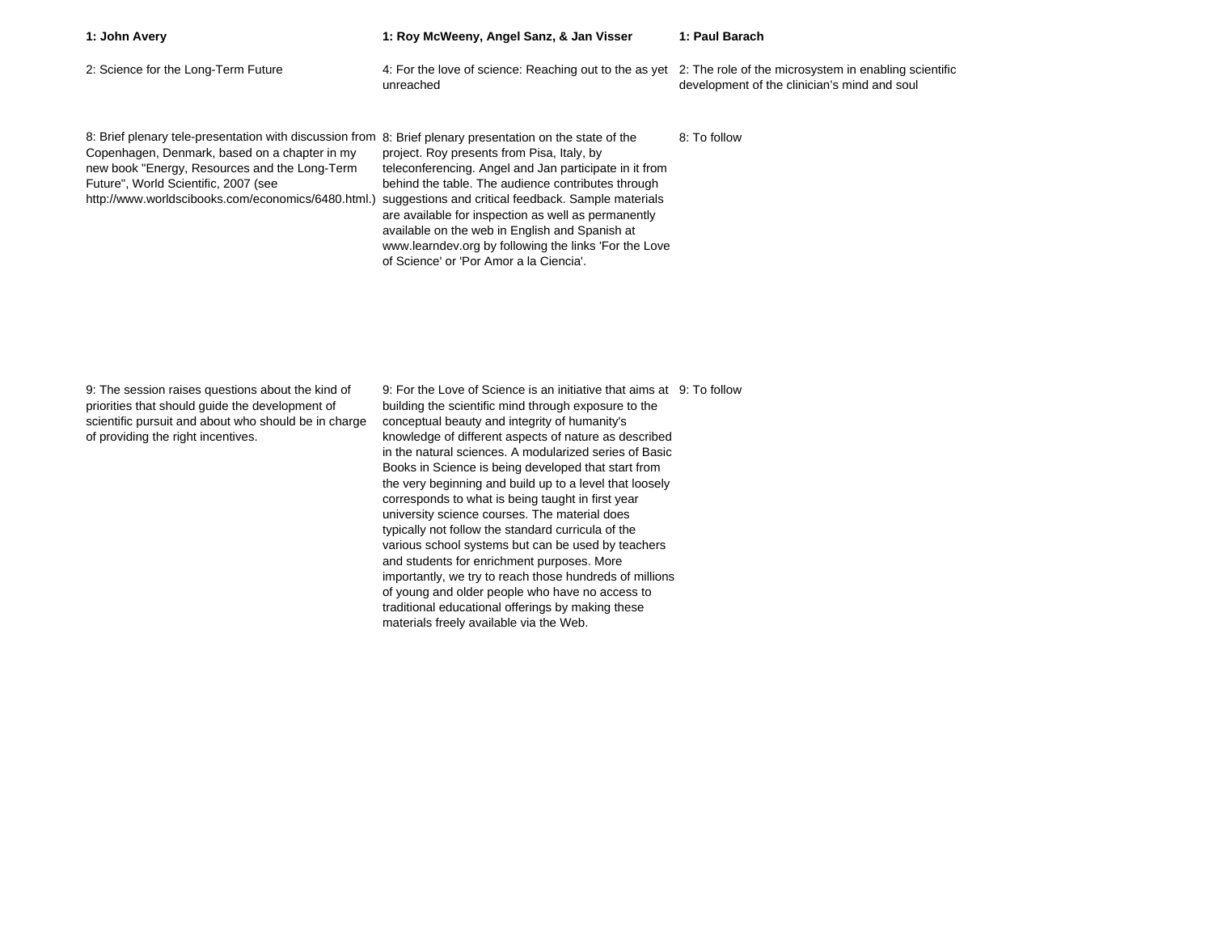| **1: John Avery** | **1: Roy McWeeny, Angel Sanz, & Jan Visser** | **1: Paul Barach** |
|---|---|---|
| 2: Science for the Long-Term Future | 4: For the love of science: Reaching out to the as yet unreached | 2: The role of the microsystem in enabling scientific development of the clinician's mind and soul |
| 8: Brief plenary tele-presentation with discussion from Copenhagen, Denmark, based on a chapter in my new book "Energy, Resources and the Long-Term Future", World Scientific, 2007 (see http://www.worldscibooks.com/economics/6480.html.) | 8: Brief plenary presentation on the state of the project. Roy presents from Pisa, Italy, by teleconferencing. Angel and Jan participate in it from behind the table. The audience contributes through suggestions and critical feedback. Sample materials are available for inspection as well as permanently available on the web in English and Spanish at www.learndev.org by following the links 'For the Love of Science' or 'Por Amor a la Ciencia'. | 8: To follow |
| 9: The session raises questions about the kind of priorities that should guide the development of scientific pursuit and about who should be in charge of providing the right incentives. | 9: For the Love of Science is an initiative that aims at building the scientific mind through exposure to the conceptual beauty and integrity of humanity's knowledge of different aspects of nature as described in the natural sciences. A modularized series of Basic Books in Science is being developed that start from the very beginning and build up to a level that loosely corresponds to what is being taught in first year university science courses. The material does typically not follow the standard curricula of the various school systems but can be used by teachers and students for enrichment purposes. More importantly, we try to reach those hundreds of millions of young and older people who have no access to traditional educational offerings by making these materials freely available via the Web. | 9: To follow |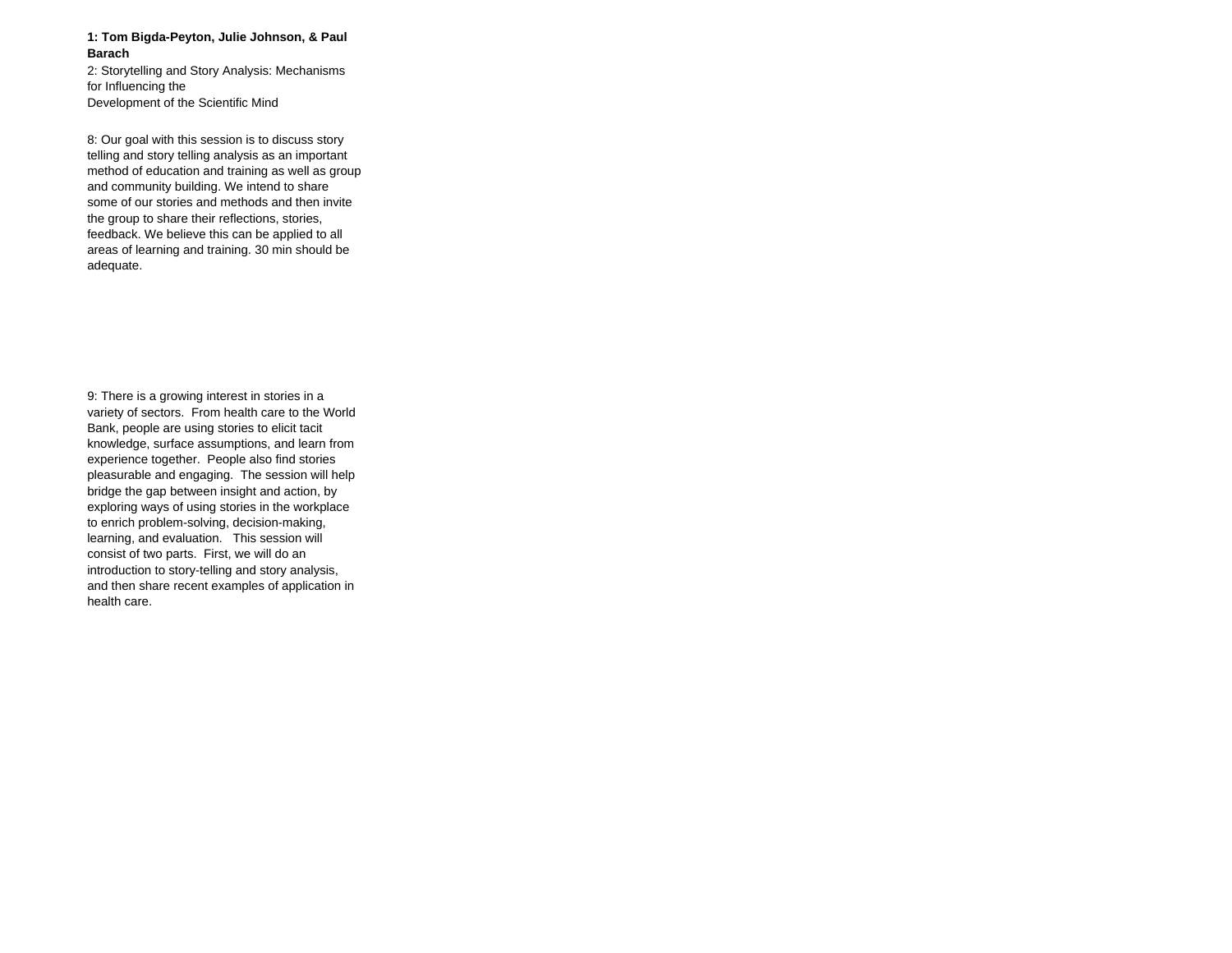**1: Tom Bigda-Peyton, Julie Johnson, & Paul Barach**

2: Storytelling and Story Analysis: Mechanisms for Influencing the
Development of the Scientific Mind

8: Our goal with this session is to discuss story telling and story telling analysis as an important method of education and training as well as group and community building. We intend to share some of our stories and methods and then invite the group to share their reflections, stories, feedback. We believe this can be applied to all areas of learning and training. 30 min should be adequate.

9: There is a growing interest in stories in a variety of sectors. From health care to the World Bank, people are using stories to elicit tacit knowledge, surface assumptions, and learn from experience together. People also find stories pleasurable and engaging. The session will help bridge the gap between insight and action, by exploring ways of using stories in the workplace to enrich problem-solving, decision-making, learning, and evaluation. This session will consist of two parts. First, we will do an introduction to story-telling and story analysis, and then share recent examples of application in health care.